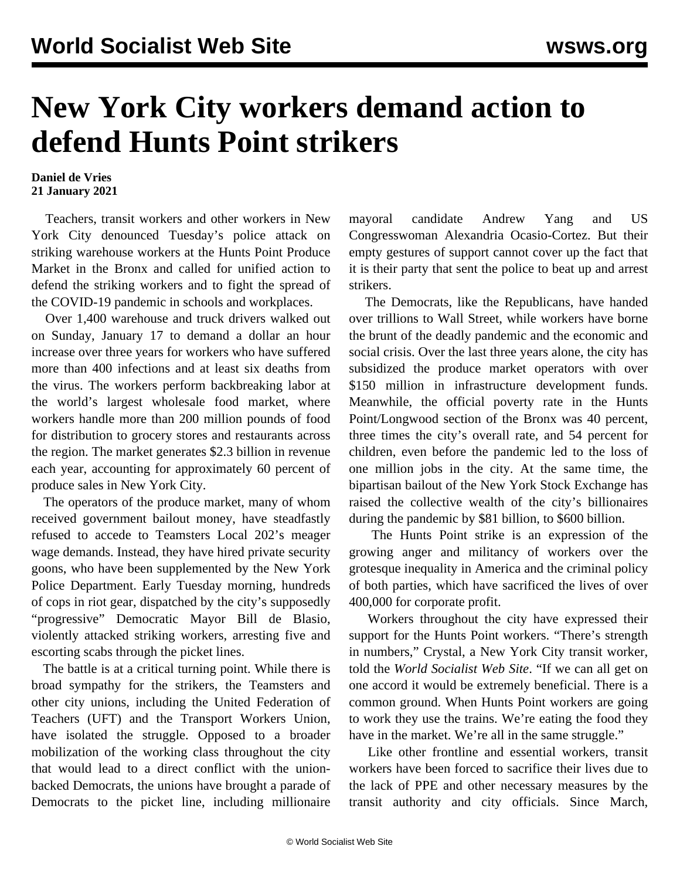# New York City workers demand action to defend Hunts Point strikers

**Daniel de Vries**
**21 January 2021**

Teachers, transit workers and other workers in New York City denounced Tuesday's police attack on striking warehouse workers at the Hunts Point Produce Market in the Bronx and called for unified action to defend the striking workers and to fight the spread of the COVID-19 pandemic in schools and workplaces.

Over 1,400 warehouse and truck drivers walked out on Sunday, January 17 to demand a dollar an hour increase over three years for workers who have suffered more than 400 infections and at least six deaths from the virus. The workers perform backbreaking labor at the world's largest wholesale food market, where workers handle more than 200 million pounds of food for distribution to grocery stores and restaurants across the region. The market generates $2.3 billion in revenue each year, accounting for approximately 60 percent of produce sales in New York City.

The operators of the produce market, many of whom received government bailout money, have steadfastly refused to accede to Teamsters Local 202's meager wage demands. Instead, they have hired private security goons, who have been supplemented by the New York Police Department. Early Tuesday morning, hundreds of cops in riot gear, dispatched by the city's supposedly "progressive" Democratic Mayor Bill de Blasio, violently attacked striking workers, arresting five and escorting scabs through the picket lines.

The battle is at a critical turning point. While there is broad sympathy for the strikers, the Teamsters and other city unions, including the United Federation of Teachers (UFT) and the Transport Workers Union, have isolated the struggle. Opposed to a broader mobilization of the working class throughout the city that would lead to a direct conflict with the union-backed Democrats, the unions have brought a parade of Democrats to the picket line, including millionaire mayoral candidate Andrew Yang and US Congresswoman Alexandria Ocasio-Cortez. But their empty gestures of support cannot cover up the fact that it is their party that sent the police to beat up and arrest strikers.

The Democrats, like the Republicans, have handed over trillions to Wall Street, while workers have borne the brunt of the deadly pandemic and the economic and social crisis. Over the last three years alone, the city has subsidized the produce market operators with over $150 million in infrastructure development funds. Meanwhile, the official poverty rate in the Hunts Point/Longwood section of the Bronx was 40 percent, three times the city's overall rate, and 54 percent for children, even before the pandemic led to the loss of one million jobs in the city. At the same time, the bipartisan bailout of the New York Stock Exchange has raised the collective wealth of the city's billionaires during the pandemic by $81 billion, to $600 billion.

The Hunts Point strike is an expression of the growing anger and militancy of workers over the grotesque inequality in America and the criminal policy of both parties, which have sacrificed the lives of over 400,000 for corporate profit.

Workers throughout the city have expressed their support for the Hunts Point workers. "There's strength in numbers," Crystal, a New York City transit worker, told the *World Socialist Web Site*. "If we can all get on one accord it would be extremely beneficial. There is a common ground. When Hunts Point workers are going to work they use the trains. We're eating the food they have in the market. We're all in the same struggle."

Like other frontline and essential workers, transit workers have been forced to sacrifice their lives due to the lack of PPE and other necessary measures by the transit authority and city officials. Since March,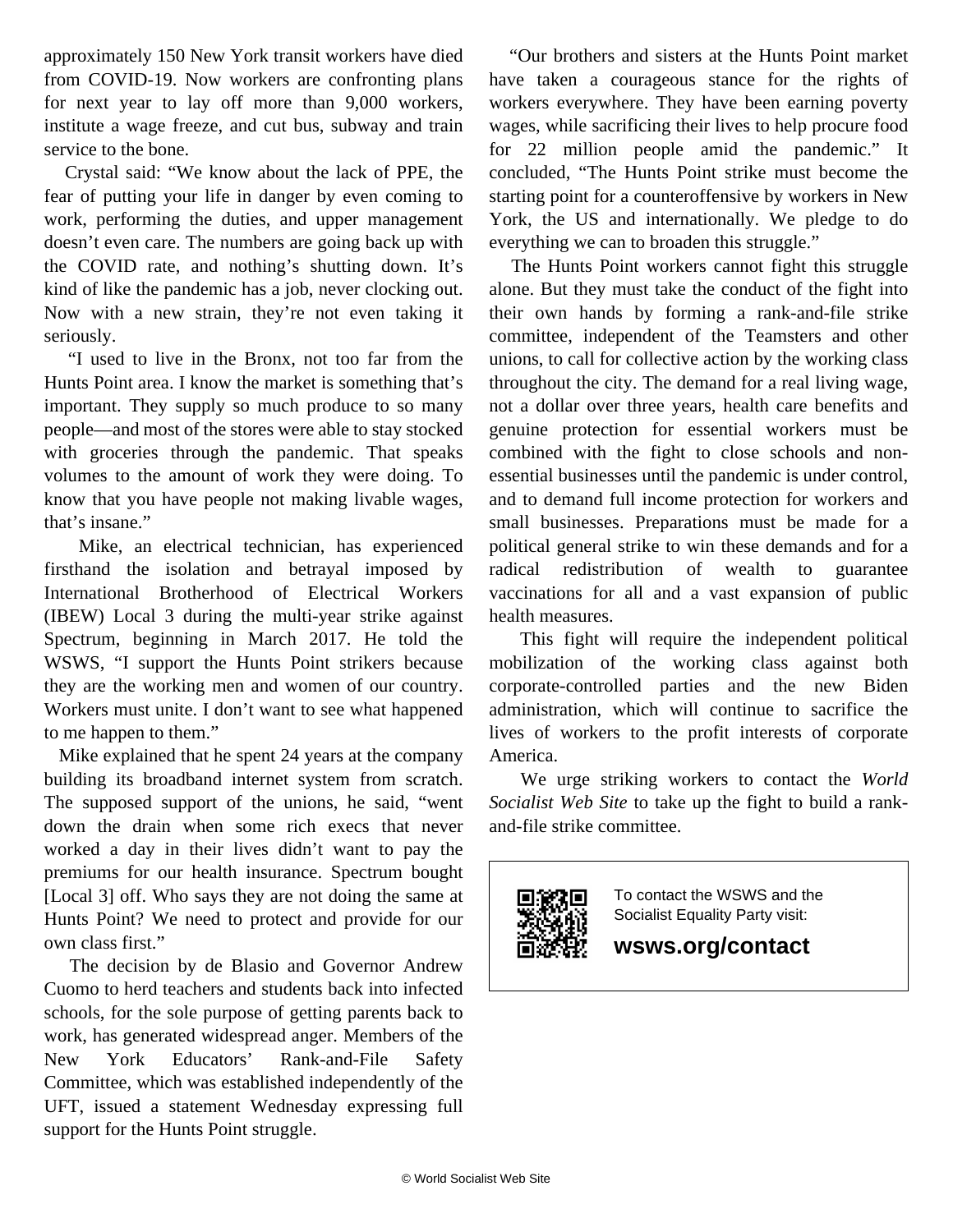approximately 150 New York transit workers have died from COVID-19. Now workers are confronting plans for next year to lay off more than 9,000 workers, institute a wage freeze, and cut bus, subway and train service to the bone.

Crystal said: "We know about the lack of PPE, the fear of putting your life in danger by even coming to work, performing the duties, and upper management doesn't even care. The numbers are going back up with the COVID rate, and nothing's shutting down. It's kind of like the pandemic has a job, never clocking out. Now with a new strain, they're not even taking it seriously.

"I used to live in the Bronx, not too far from the Hunts Point area. I know the market is something that's important. They supply so much produce to so many people—and most of the stores were able to stay stocked with groceries through the pandemic. That speaks volumes to the amount of work they were doing. To know that you have people not making livable wages, that's insane."

Mike, an electrical technician, has experienced firsthand the isolation and betrayal imposed by International Brotherhood of Electrical Workers (IBEW) Local 3 during the multi-year strike against Spectrum, beginning in March 2017. He told the WSWS, "I support the Hunts Point strikers because they are the working men and women of our country. Workers must unite. I don't want to see what happened to me happen to them."

Mike explained that he spent 24 years at the company building its broadband internet system from scratch. The supposed support of the unions, he said, "went down the drain when some rich execs that never worked a day in their lives didn't want to pay the premiums for our health insurance. Spectrum bought [Local 3] off. Who says they are not doing the same at Hunts Point? We need to protect and provide for our own class first."

The decision by de Blasio and Governor Andrew Cuomo to herd teachers and students back into infected schools, for the sole purpose of getting parents back to work, has generated widespread anger. Members of the New York Educators' Rank-and-File Safety Committee, which was established independently of the UFT, issued a statement Wednesday expressing full support for the Hunts Point struggle.

"Our brothers and sisters at the Hunts Point market have taken a courageous stance for the rights of workers everywhere. They have been earning poverty wages, while sacrificing their lives to help procure food for 22 million people amid the pandemic." It concluded, "The Hunts Point strike must become the starting point for a counteroffensive by workers in New York, the US and internationally. We pledge to do everything we can to broaden this struggle."

The Hunts Point workers cannot fight this struggle alone. But they must take the conduct of the fight into their own hands by forming a rank-and-file strike committee, independent of the Teamsters and other unions, to call for collective action by the working class throughout the city. The demand for a real living wage, not a dollar over three years, health care benefits and genuine protection for essential workers must be combined with the fight to close schools and non-essential businesses until the pandemic is under control, and to demand full income protection for workers and small businesses. Preparations must be made for a political general strike to win these demands and for a radical redistribution of wealth to guarantee vaccinations for all and a vast expansion of public health measures.

This fight will require the independent political mobilization of the working class against both corporate-controlled parties and the new Biden administration, which will continue to sacrifice the lives of workers to the profit interests of corporate America.

We urge striking workers to contact the *World Socialist Web Site* to take up the fight to build a rank-and-file strike committee.

To contact the WSWS and the Socialist Equality Party visit:

**wsws.org/contact**